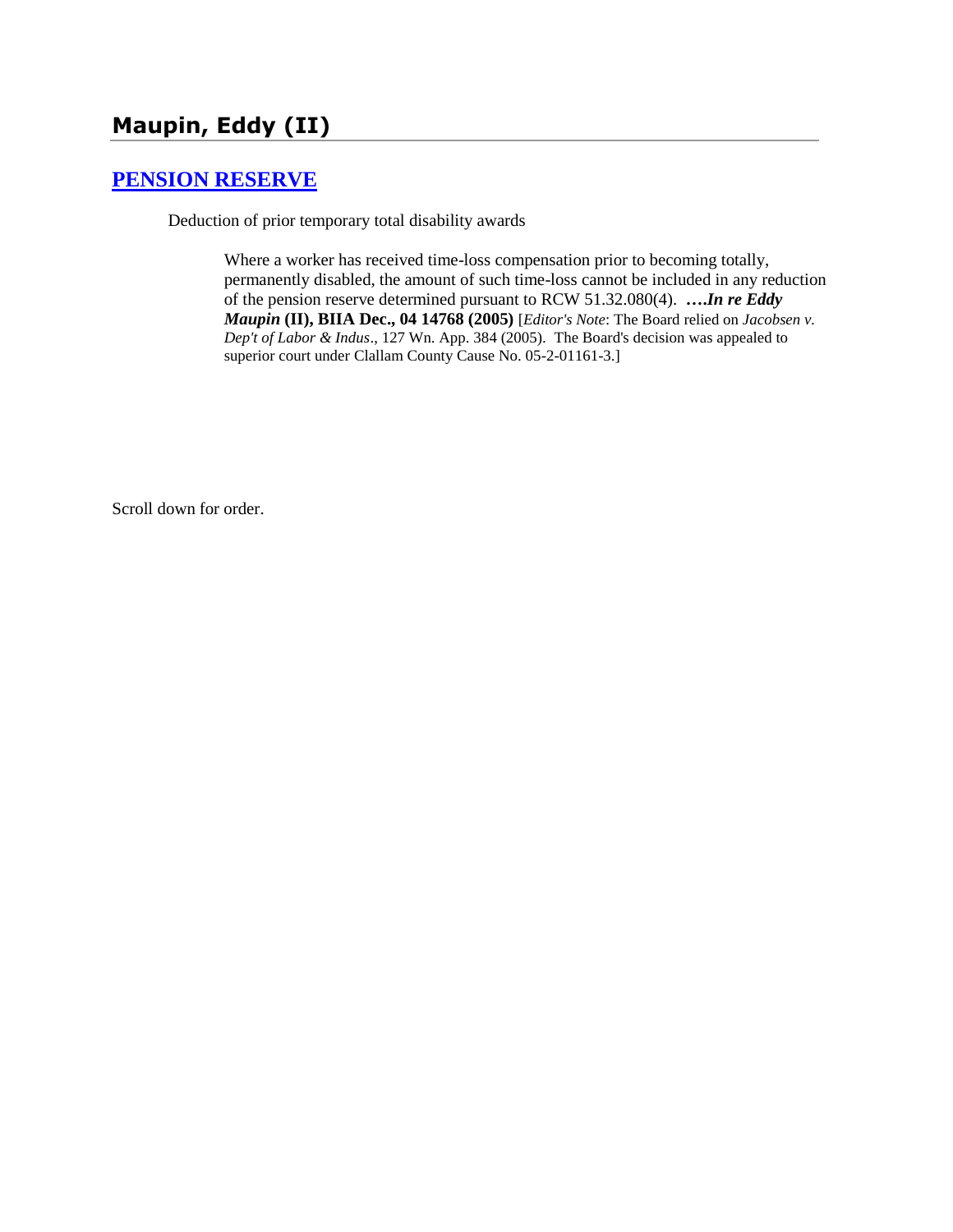# Maupin, Eddy (II)

## [PENSION RESERVE]

Deduction of prior temporary total disability awards

> Where a worker has received time-loss compensation prior to becoming totally, permanently disabled, the amount of such time-loss cannot be included in any reduction of the pension reserve determined pursuant to RCW 51.32.080(4). **….*In re Eddy Maupin* (II), BIIA Dec., 04 14768 (2005)** [*Editor's Note*: The Board relied on *Jacobsen v. Dep't of Labor & Indus*., 127 Wn. App. 384 (2005). The Board's decision was appealed to superior court under Clallam County Cause No. 05-2-01161-3.]

Scroll down for order.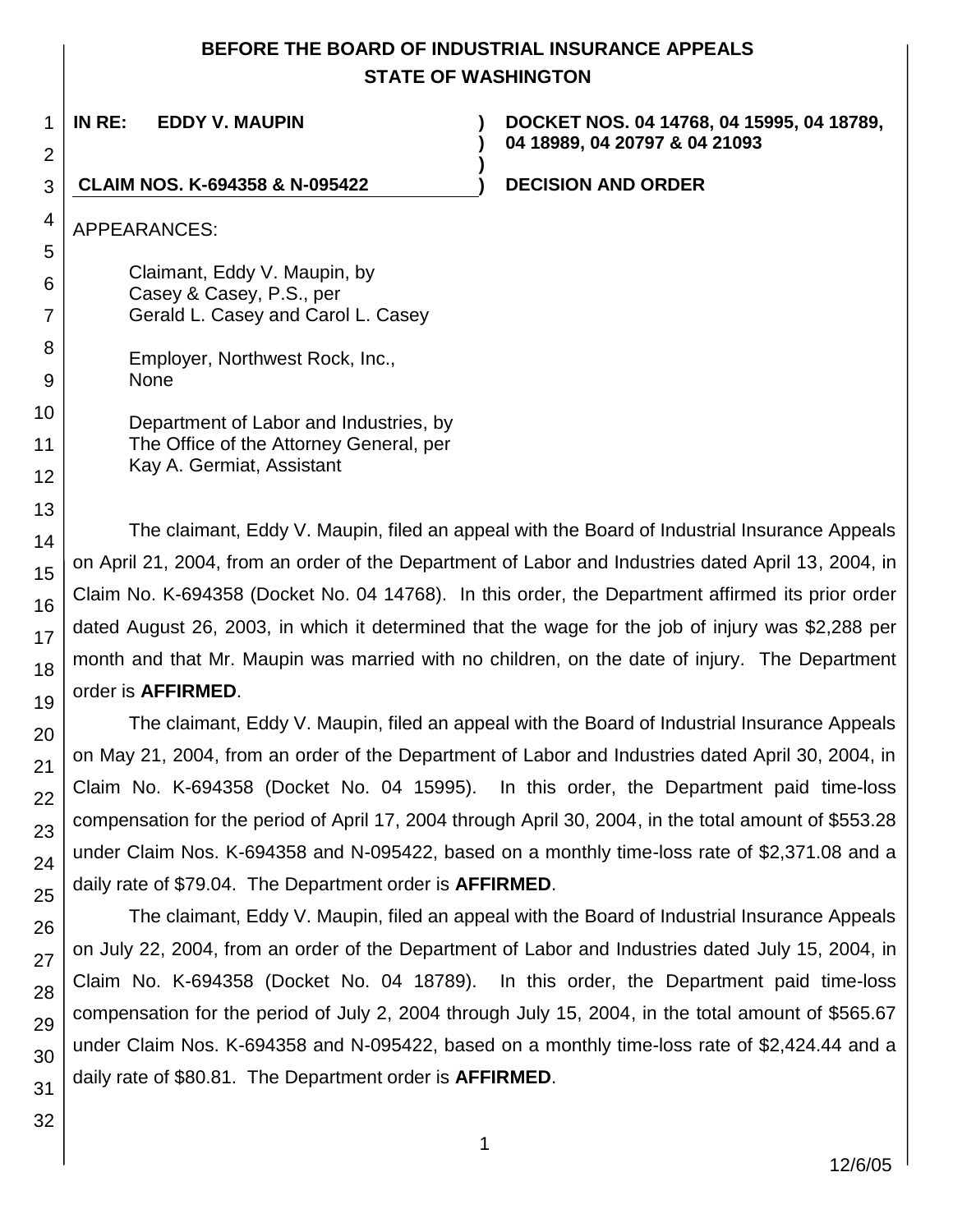**BEFORE THE BOARD OF INDUSTRIAL INSURANCE APPEALS**
**STATE OF WASHINGTON**

**IN RE: EDDY V. MAUPIN** ) **DOCKET NOS. 04 14768, 04 15995, 04 18789, 04 18989, 04 20797 & 04 21093**

**CLAIM NOS. K-694358 & N-095422** ) **DECISION AND ORDER**

APPEARANCES:

Claimant, Eddy V. Maupin, by
Casey & Casey, P.S., per
Gerald L. Casey and Carol L. Casey

Employer, Northwest Rock, Inc.,
None

Department of Labor and Industries, by
The Office of the Attorney General, per
Kay A. Germiat, Assistant

The claimant, Eddy V. Maupin, filed an appeal with the Board of Industrial Insurance Appeals on April 21, 2004, from an order of the Department of Labor and Industries dated April 13, 2004, in Claim No. K-694358 (Docket No. 04 14768). In this order, the Department affirmed its prior order dated August 26, 2003, in which it determined that the wage for the job of injury was $2,288 per month and that Mr. Maupin was married with no children, on the date of injury. The Department order is **AFFIRMED**.

The claimant, Eddy V. Maupin, filed an appeal with the Board of Industrial Insurance Appeals on May 21, 2004, from an order of the Department of Labor and Industries dated April 30, 2004, in Claim No. K-694358 (Docket No. 04 15995). In this order, the Department paid time-loss compensation for the period of April 17, 2004 through April 30, 2004, in the total amount of $553.28 under Claim Nos. K-694358 and N-095422, based on a monthly time-loss rate of $2,371.08 and a daily rate of $79.04. The Department order is **AFFIRMED**.

The claimant, Eddy V. Maupin, filed an appeal with the Board of Industrial Insurance Appeals on July 22, 2004, from an order of the Department of Labor and Industries dated July 15, 2004, in Claim No. K-694358 (Docket No. 04 18789). In this order, the Department paid time-loss compensation for the period of July 2, 2004 through July 15, 2004, in the total amount of $565.67 under Claim Nos. K-694358 and N-095422, based on a monthly time-loss rate of $2,424.44 and a daily rate of $80.81. The Department order is **AFFIRMED**.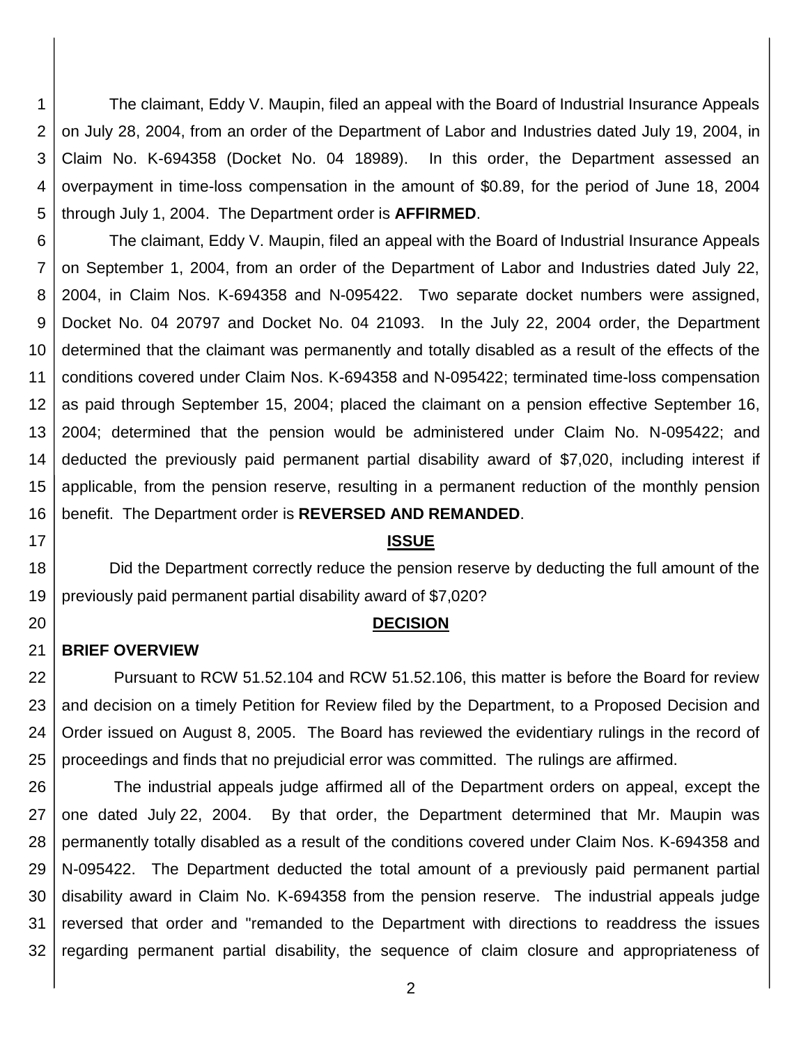The claimant, Eddy V. Maupin, filed an appeal with the Board of Industrial Insurance Appeals on July 28, 2004, from an order of the Department of Labor and Industries dated July 19, 2004, in Claim No. K-694358 (Docket No. 04 18989). In this order, the Department assessed an overpayment in time-loss compensation in the amount of $0.89, for the period of June 18, 2004 through July 1, 2004. The Department order is **AFFIRMED**.

The claimant, Eddy V. Maupin, filed an appeal with the Board of Industrial Insurance Appeals on September 1, 2004, from an order of the Department of Labor and Industries dated July 22, 2004, in Claim Nos. K-694358 and N-095422. Two separate docket numbers were assigned, Docket No. 04 20797 and Docket No. 04 21093. In the July 22, 2004 order, the Department determined that the claimant was permanently and totally disabled as a result of the effects of the conditions covered under Claim Nos. K-694358 and N-095422; terminated time-loss compensation as paid through September 15, 2004; placed the claimant on a pension effective September 16, 2004; determined that the pension would be administered under Claim No. N-095422; and deducted the previously paid permanent partial disability award of $7,020, including interest if applicable, from the pension reserve, resulting in a permanent reduction of the monthly pension benefit. The Department order is **REVERSED AND REMANDED**.

## ISSUE

Did the Department correctly reduce the pension reserve by deducting the full amount of the previously paid permanent partial disability award of $7,020?

## DECISION

### BRIEF OVERVIEW

Pursuant to RCW 51.52.104 and RCW 51.52.106, this matter is before the Board for review and decision on a timely Petition for Review filed by the Department, to a Proposed Decision and Order issued on August 8, 2005. The Board has reviewed the evidentiary rulings in the record of proceedings and finds that no prejudicial error was committed. The rulings are affirmed.

The industrial appeals judge affirmed all of the Department orders on appeal, except the one dated July 22, 2004. By that order, the Department determined that Mr. Maupin was permanently totally disabled as a result of the conditions covered under Claim Nos. K-694358 and N-095422. The Department deducted the total amount of a previously paid permanent partial disability award in Claim No. K-694358 from the pension reserve. The industrial appeals judge reversed that order and "remanded to the Department with directions to readdress the issues regarding permanent partial disability, the sequence of claim closure and appropriateness of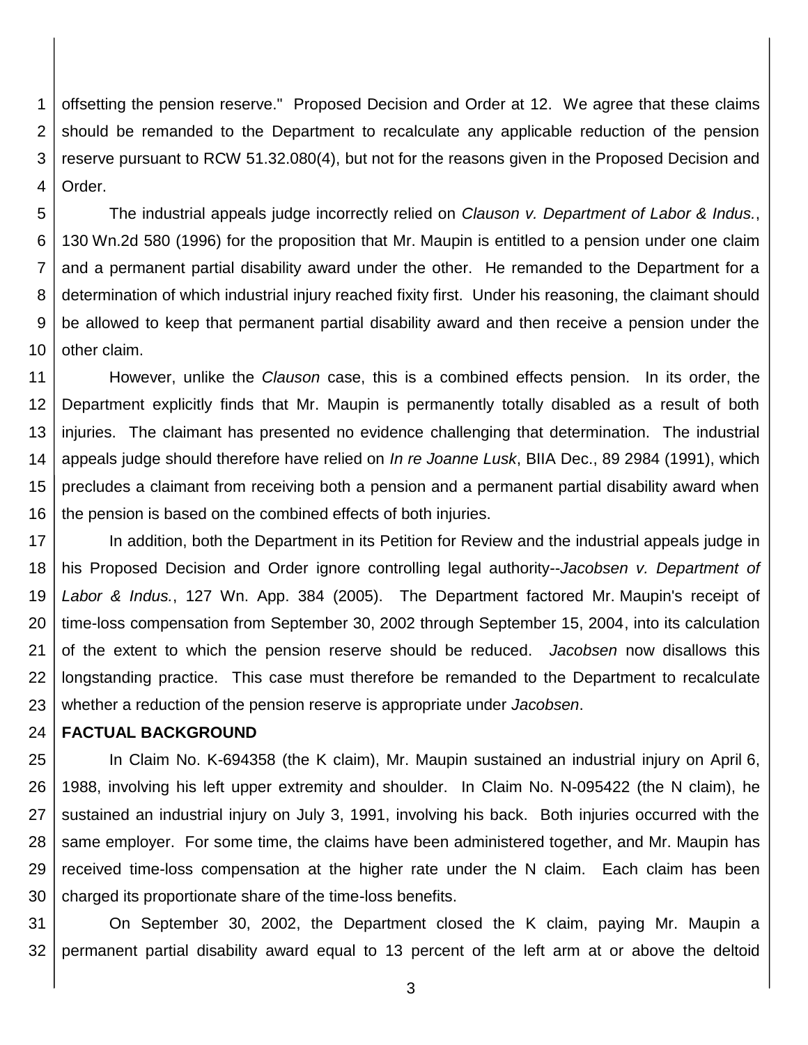offsetting the pension reserve." Proposed Decision and Order at 12. We agree that these claims should be remanded to the Department to recalculate any applicable reduction of the pension reserve pursuant to RCW 51.32.080(4), but not for the reasons given in the Proposed Decision and Order.

The industrial appeals judge incorrectly relied on *Clauson v. Department of Labor & Indus.*, 130 Wn.2d 580 (1996) for the proposition that Mr. Maupin is entitled to a pension under one claim and a permanent partial disability award under the other. He remanded to the Department for a determination of which industrial injury reached fixity first. Under his reasoning, the claimant should be allowed to keep that permanent partial disability award and then receive a pension under the other claim.

However, unlike the *Clauson* case, this is a combined effects pension. In its order, the Department explicitly finds that Mr. Maupin is permanently totally disabled as a result of both injuries. The claimant has presented no evidence challenging that determination. The industrial appeals judge should therefore have relied on *In re Joanne Lusk*, BIIA Dec., 89 2984 (1991), which precludes a claimant from receiving both a pension and a permanent partial disability award when the pension is based on the combined effects of both injuries.

In addition, both the Department in its Petition for Review and the industrial appeals judge in his Proposed Decision and Order ignore controlling legal authority--*Jacobsen v. Department of Labor & Indus.*, 127 Wn. App. 384 (2005). The Department factored Mr. Maupin's receipt of time-loss compensation from September 30, 2002 through September 15, 2004, into its calculation of the extent to which the pension reserve should be reduced. *Jacobsen* now disallows this longstanding practice. This case must therefore be remanded to the Department to recalculate whether a reduction of the pension reserve is appropriate under *Jacobsen*.

**FACTUAL BACKGROUND**

In Claim No. K-694358 (the K claim), Mr. Maupin sustained an industrial injury on April 6, 1988, involving his left upper extremity and shoulder. In Claim No. N-095422 (the N claim), he sustained an industrial injury on July 3, 1991, involving his back. Both injuries occurred with the same employer. For some time, the claims have been administered together, and Mr. Maupin has received time-loss compensation at the higher rate under the N claim. Each claim has been charged its proportionate share of the time-loss benefits.

On September 30, 2002, the Department closed the K claim, paying Mr. Maupin a permanent partial disability award equal to 13 percent of the left arm at or above the deltoid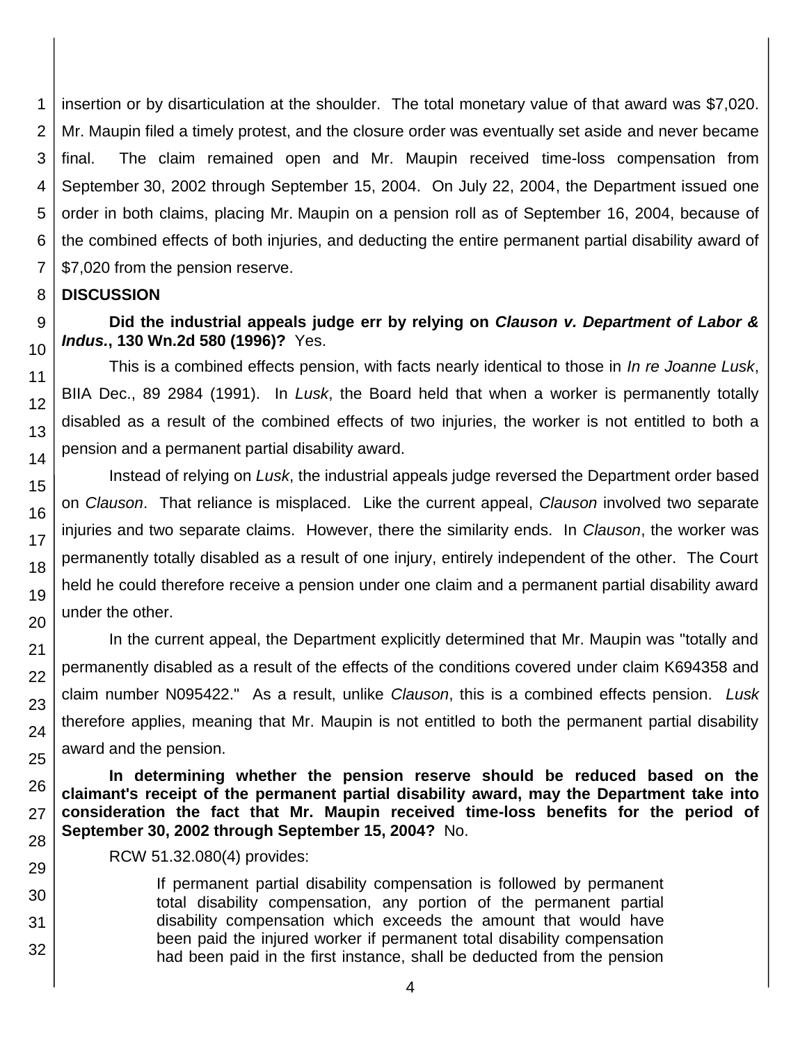insertion or by disarticulation at the shoulder. The total monetary value of that award was $7,020. Mr. Maupin filed a timely protest, and the closure order was eventually set aside and never became final. The claim remained open and Mr. Maupin received time-loss compensation from September 30, 2002 through September 15, 2004. On July 22, 2004, the Department issued one order in both claims, placing Mr. Maupin on a pension roll as of September 16, 2004, because of the combined effects of both injuries, and deducting the entire permanent partial disability award of $7,020 from the pension reserve.

## DISCUSSION

**Did the industrial appeals judge err by relying on *Clauson v. Department of Labor & Indus.*, 130 Wn.2d 580 (1996)?** Yes.

This is a combined effects pension, with facts nearly identical to those in *In re Joanne Lusk*, BIIA Dec., 89 2984 (1991). In *Lusk*, the Board held that when a worker is permanently totally disabled as a result of the combined effects of two injuries, the worker is not entitled to both a pension and a permanent partial disability award.

Instead of relying on *Lusk*, the industrial appeals judge reversed the Department order based on *Clauson*. That reliance is misplaced. Like the current appeal, *Clauson* involved two separate injuries and two separate claims. However, there the similarity ends. In *Clauson*, the worker was permanently totally disabled as a result of one injury, entirely independent of the other. The Court held he could therefore receive a pension under one claim and a permanent partial disability award under the other.

In the current appeal, the Department explicitly determined that Mr. Maupin was "totally and permanently disabled as a result of the effects of the conditions covered under claim K694358 and claim number N095422." As a result, unlike *Clauson*, this is a combined effects pension. *Lusk* therefore applies, meaning that Mr. Maupin is not entitled to both the permanent partial disability award and the pension.

**In determining whether the pension reserve should be reduced based on the claimant's receipt of the permanent partial disability award, may the Department take into consideration the fact that Mr. Maupin received time-loss benefits for the period of September 30, 2002 through September 15, 2004?** No.

RCW 51.32.080(4) provides:

> If permanent partial disability compensation is followed by permanent total disability compensation, any portion of the permanent partial disability compensation which exceeds the amount that would have been paid the injured worker if permanent total disability compensation had been paid in the first instance, shall be deducted from the pension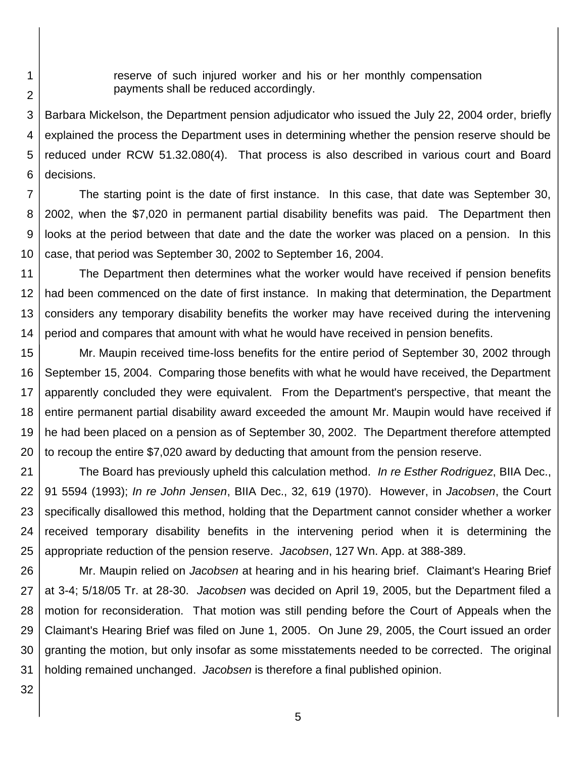> reserve of such injured worker and his or her monthly compensation payments shall be reduced accordingly.

Barbara Mickelson, the Department pension adjudicator who issued the July 22, 2004 order, briefly explained the process the Department uses in determining whether the pension reserve should be reduced under RCW 51.32.080(4). That process is also described in various court and Board decisions.

The starting point is the date of first instance. In this case, that date was September 30, 2002, when the $7,020 in permanent partial disability benefits was paid. The Department then looks at the period between that date and the date the worker was placed on a pension. In this case, that period was September 30, 2002 to September 16, 2004.

The Department then determines what the worker would have received if pension benefits had been commenced on the date of first instance. In making that determination, the Department considers any temporary disability benefits the worker may have received during the intervening period and compares that amount with what he would have received in pension benefits.

Mr. Maupin received time-loss benefits for the entire period of September 30, 2002 through September 15, 2004. Comparing those benefits with what he would have received, the Department apparently concluded they were equivalent. From the Department's perspective, that meant the entire permanent partial disability award exceeded the amount Mr. Maupin would have received if he had been placed on a pension as of September 30, 2002. The Department therefore attempted to recoup the entire $7,020 award by deducting that amount from the pension reserve.

The Board has previously upheld this calculation method. *In re Esther Rodriguez*, BIIA Dec., 91 5594 (1993); *In re John Jensen*, BIIA Dec., 32, 619 (1970). However, in *Jacobsen*, the Court specifically disallowed this method, holding that the Department cannot consider whether a worker received temporary disability benefits in the intervening period when it is determining the appropriate reduction of the pension reserve. *Jacobsen*, 127 Wn. App. at 388-389.

Mr. Maupin relied on *Jacobsen* at hearing and in his hearing brief. Claimant's Hearing Brief at 3-4; 5/18/05 Tr. at 28-30. *Jacobsen* was decided on April 19, 2005, but the Department filed a motion for reconsideration. That motion was still pending before the Court of Appeals when the Claimant's Hearing Brief was filed on June 1, 2005. On June 29, 2005, the Court issued an order granting the motion, but only insofar as some misstatements needed to be corrected. The original holding remained unchanged. *Jacobsen* is therefore a final published opinion.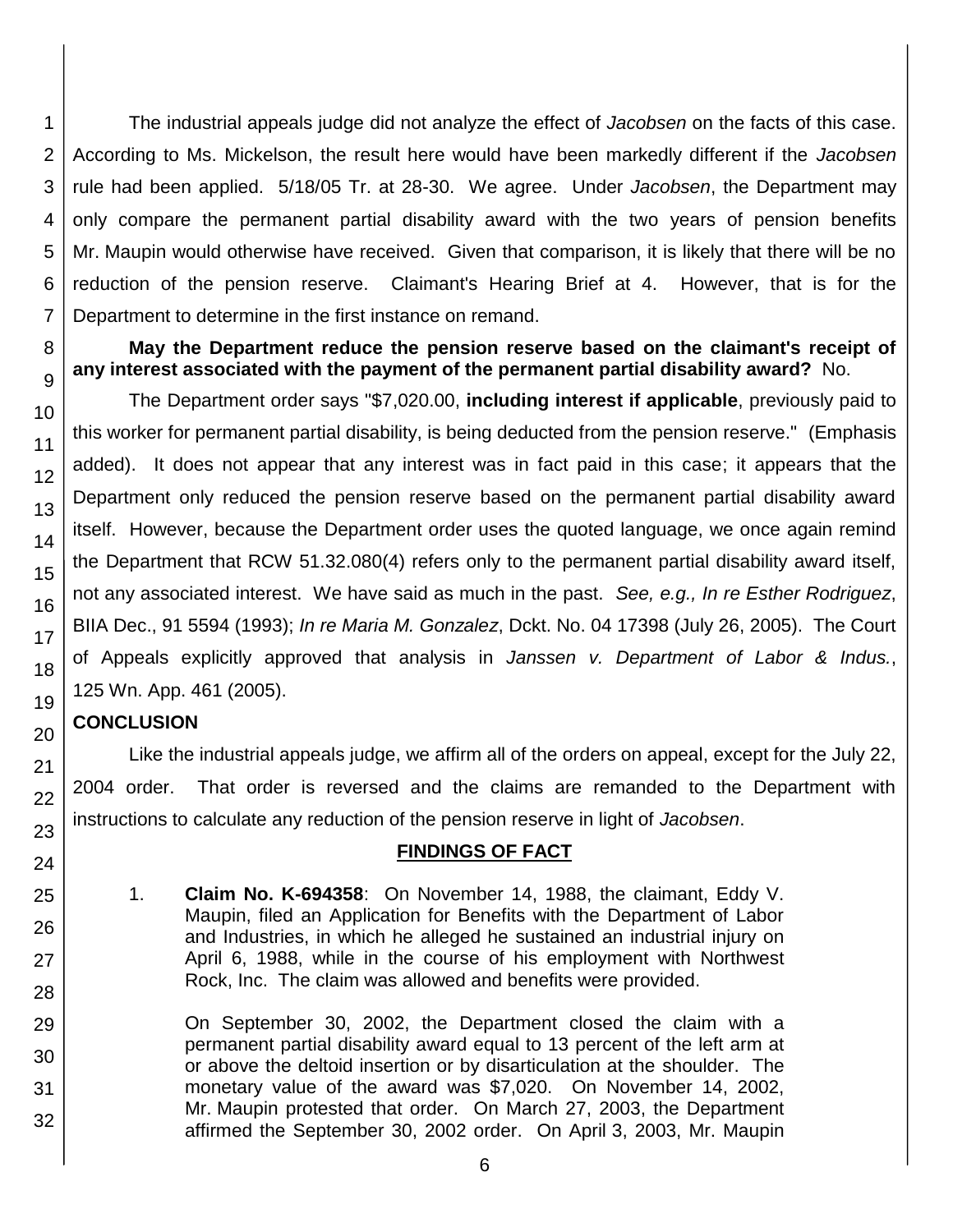The industrial appeals judge did not analyze the effect of *Jacobsen* on the facts of this case. According to Ms. Mickelson, the result here would have been markedly different if the *Jacobsen* rule had been applied. 5/18/05 Tr. at 28-30. We agree. Under *Jacobsen*, the Department may only compare the permanent partial disability award with the two years of pension benefits Mr. Maupin would otherwise have received. Given that comparison, it is likely that there will be no reduction of the pension reserve. Claimant's Hearing Brief at 4. However, that is for the Department to determine in the first instance on remand.

**May the Department reduce the pension reserve based on the claimant's receipt of any interest associated with the payment of the permanent partial disability award?** No.

The Department order says "$7,020.00, **including interest if applicable**, previously paid to this worker for permanent partial disability, is being deducted from the pension reserve." (Emphasis added). It does not appear that any interest was in fact paid in this case; it appears that the Department only reduced the pension reserve based on the permanent partial disability award itself. However, because the Department order uses the quoted language, we once again remind the Department that RCW 51.32.080(4) refers only to the permanent partial disability award itself, not any associated interest. We have said as much in the past. *See, e.g., In re Esther Rodriguez*, BIIA Dec., 91 5594 (1993); *In re Maria M. Gonzalez*, Dckt. No. 04 17398 (July 26, 2005). The Court of Appeals explicitly approved that analysis in *Janssen v. Department of Labor & Indus.*, 125 Wn. App. 461 (2005).

**CONCLUSION**

Like the industrial appeals judge, we affirm all of the orders on appeal, except for the July 22, 2004 order. That order is reversed and the claims are remanded to the Department with instructions to calculate any reduction of the pension reserve in light of *Jacobsen*.

## FINDINGS OF FACT

1. **Claim No. K-694358**: On November 14, 1988, the claimant, Eddy V. Maupin, filed an Application for Benefits with the Department of Labor and Industries, in which he alleged he sustained an industrial injury on April 6, 1988, while in the course of his employment with Northwest Rock, Inc. The claim was allowed and benefits were provided.

   On September 30, 2002, the Department closed the claim with a permanent partial disability award equal to 13 percent of the left arm at or above the deltoid insertion or by disarticulation at the shoulder. The monetary value of the award was $7,020. On November 14, 2002, Mr. Maupin protested that order. On March 27, 2003, the Department affirmed the September 30, 2002 order. On April 3, 2003, Mr. Maupin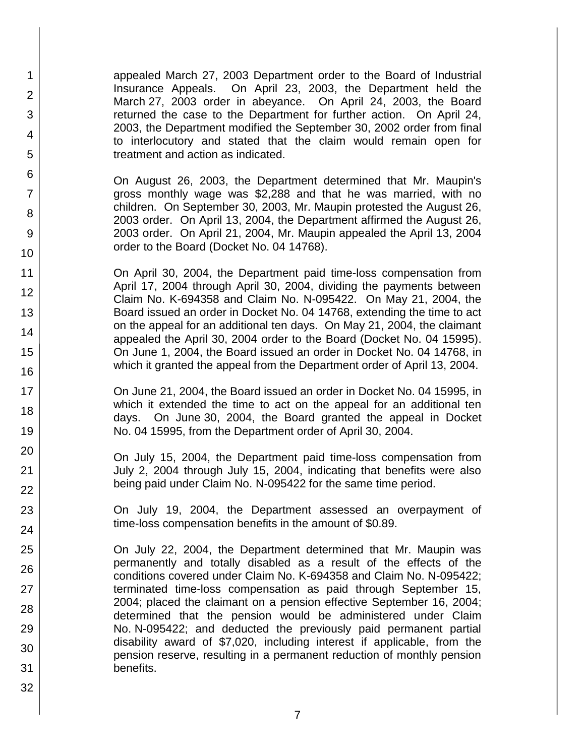appealed March 27, 2003 Department order to the Board of Industrial Insurance Appeals. On April 23, 2003, the Department held the March 27, 2003 order in abeyance. On April 24, 2003, the Board returned the case to the Department for further action. On April 24, 2003, the Department modified the September 30, 2002 order from final to interlocutory and stated that the claim would remain open for treatment and action as indicated.

On August 26, 2003, the Department determined that Mr. Maupin's gross monthly wage was $2,288 and that he was married, with no children. On September 30, 2003, Mr. Maupin protested the August 26, 2003 order. On April 13, 2004, the Department affirmed the August 26, 2003 order. On April 21, 2004, Mr. Maupin appealed the April 13, 2004 order to the Board (Docket No. 04 14768).

On April 30, 2004, the Department paid time-loss compensation from April 17, 2004 through April 30, 2004, dividing the payments between Claim No. K-694358 and Claim No. N-095422. On May 21, 2004, the Board issued an order in Docket No. 04 14768, extending the time to act on the appeal for an additional ten days. On May 21, 2004, the claimant appealed the April 30, 2004 order to the Board (Docket No. 04 15995). On June 1, 2004, the Board issued an order in Docket No. 04 14768, in which it granted the appeal from the Department order of April 13, 2004.

On June 21, 2004, the Board issued an order in Docket No. 04 15995, in which it extended the time to act on the appeal for an additional ten days. On June 30, 2004, the Board granted the appeal in Docket No. 04 15995, from the Department order of April 30, 2004.

On July 15, 2004, the Department paid time-loss compensation from July 2, 2004 through July 15, 2004, indicating that benefits were also being paid under Claim No. N-095422 for the same time period.

On July 19, 2004, the Department assessed an overpayment of time-loss compensation benefits in the amount of $0.89.

On July 22, 2004, the Department determined that Mr. Maupin was permanently and totally disabled as a result of the effects of the conditions covered under Claim No. K-694358 and Claim No. N-095422; terminated time-loss compensation as paid through September 15, 2004; placed the claimant on a pension effective September 16, 2004; determined that the pension would be administered under Claim No. N-095422; and deducted the previously paid permanent partial disability award of $7,020, including interest if applicable, from the pension reserve, resulting in a permanent reduction of monthly pension benefits.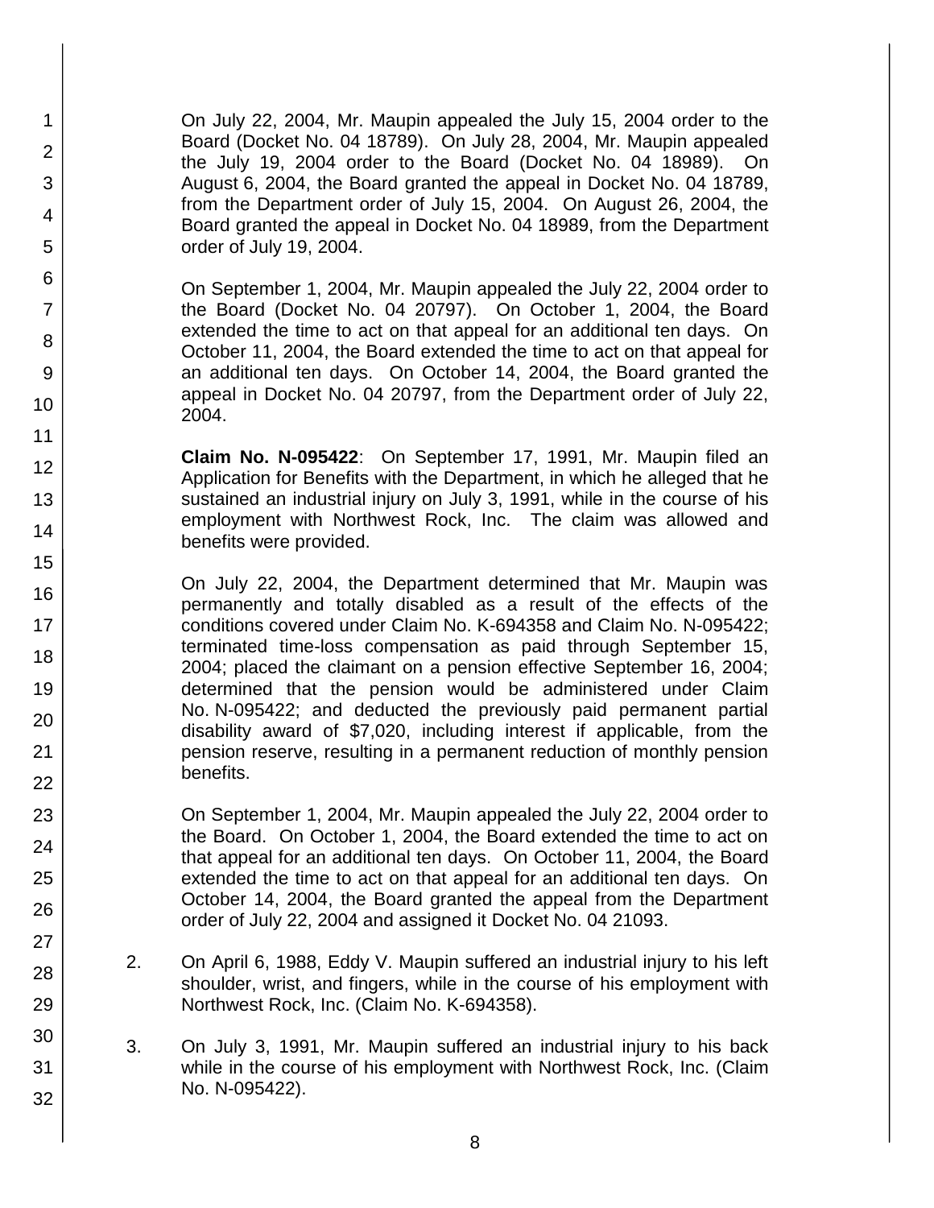On July 22, 2004, Mr. Maupin appealed the July 15, 2004 order to the Board (Docket No. 04 18789). On July 28, 2004, Mr. Maupin appealed the July 19, 2004 order to the Board (Docket No. 04 18989). On August 6, 2004, the Board granted the appeal in Docket No. 04 18789, from the Department order of July 15, 2004. On August 26, 2004, the Board granted the appeal in Docket No. 04 18989, from the Department order of July 19, 2004.

On September 1, 2004, Mr. Maupin appealed the July 22, 2004 order to the Board (Docket No. 04 20797). On October 1, 2004, the Board extended the time to act on that appeal for an additional ten days. On October 11, 2004, the Board extended the time to act on that appeal for an additional ten days. On October 14, 2004, the Board granted the appeal in Docket No. 04 20797, from the Department order of July 22, 2004.

**Claim No. N-095422**: On September 17, 1991, Mr. Maupin filed an Application for Benefits with the Department, in which he alleged that he sustained an industrial injury on July 3, 1991, while in the course of his employment with Northwest Rock, Inc. The claim was allowed and benefits were provided.

On July 22, 2004, the Department determined that Mr. Maupin was permanently and totally disabled as a result of the effects of the conditions covered under Claim No. K-694358 and Claim No. N-095422; terminated time-loss compensation as paid through September 15, 2004; placed the claimant on a pension effective September 16, 2004; determined that the pension would be administered under Claim No. N-095422; and deducted the previously paid permanent partial disability award of $7,020, including interest if applicable, from the pension reserve, resulting in a permanent reduction of monthly pension benefits.

On September 1, 2004, Mr. Maupin appealed the July 22, 2004 order to the Board. On October 1, 2004, the Board extended the time to act on that appeal for an additional ten days. On October 11, 2004, the Board extended the time to act on that appeal for an additional ten days. On October 14, 2004, the Board granted the appeal from the Department order of July 22, 2004 and assigned it Docket No. 04 21093.

2. On April 6, 1988, Eddy V. Maupin suffered an industrial injury to his left shoulder, wrist, and fingers, while in the course of his employment with Northwest Rock, Inc. (Claim No. K-694358).

3. On July 3, 1991, Mr. Maupin suffered an industrial injury to his back while in the course of his employment with Northwest Rock, Inc. (Claim No. N-095422).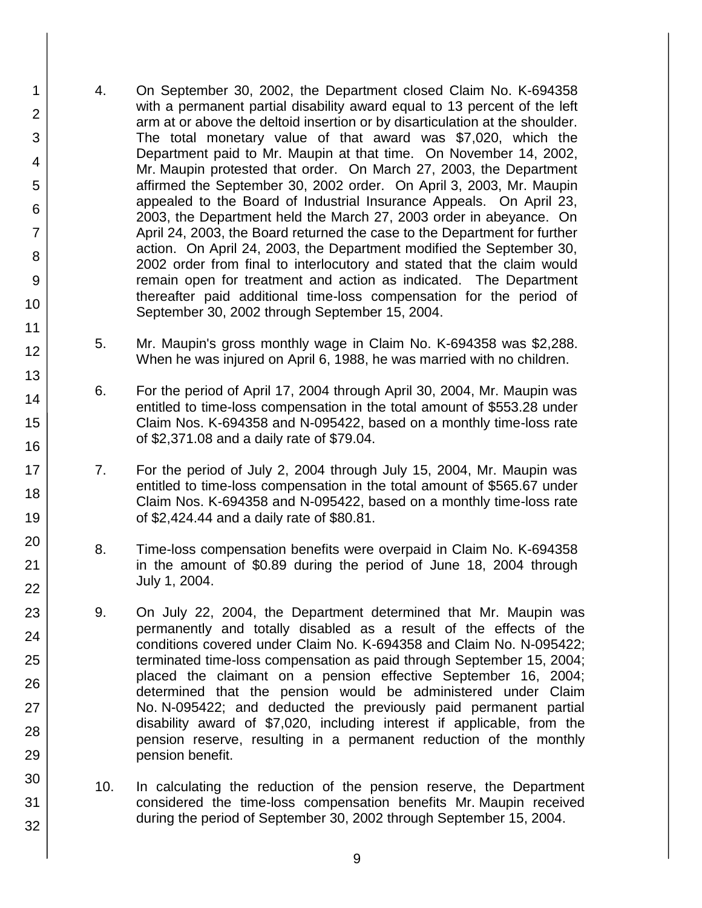4. On September 30, 2002, the Department closed Claim No. K-694358 with a permanent partial disability award equal to 13 percent of the left arm at or above the deltoid insertion or by disarticulation at the shoulder. The total monetary value of that award was $7,020, which the Department paid to Mr. Maupin at that time. On November 14, 2002, Mr. Maupin protested that order. On March 27, 2003, the Department affirmed the September 30, 2002 order. On April 3, 2003, Mr. Maupin appealed to the Board of Industrial Insurance Appeals. On April 23, 2003, the Department held the March 27, 2003 order in abeyance. On April 24, 2003, the Board returned the case to the Department for further action. On April 24, 2003, the Department modified the September 30, 2002 order from final to interlocutory and stated that the claim would remain open for treatment and action as indicated. The Department thereafter paid additional time-loss compensation for the period of September 30, 2002 through September 15, 2004.

5. Mr. Maupin's gross monthly wage in Claim No. K-694358 was $2,288. When he was injured on April 6, 1988, he was married with no children.

6. For the period of April 17, 2004 through April 30, 2004, Mr. Maupin was entitled to time-loss compensation in the total amount of $553.28 under Claim Nos. K-694358 and N-095422, based on a monthly time-loss rate of $2,371.08 and a daily rate of $79.04.

7. For the period of July 2, 2004 through July 15, 2004, Mr. Maupin was entitled to time-loss compensation in the total amount of $565.67 under Claim Nos. K-694358 and N-095422, based on a monthly time-loss rate of $2,424.44 and a daily rate of $80.81.

8. Time-loss compensation benefits were overpaid in Claim No. K-694358 in the amount of $0.89 during the period of June 18, 2004 through July 1, 2004.

9. On July 22, 2004, the Department determined that Mr. Maupin was permanently and totally disabled as a result of the effects of the conditions covered under Claim No. K-694358 and Claim No. N-095422; terminated time-loss compensation as paid through September 15, 2004; placed the claimant on a pension effective September 16, 2004; determined that the pension would be administered under Claim No. N-095422; and deducted the previously paid permanent partial disability award of $7,020, including interest if applicable, from the pension reserve, resulting in a permanent reduction of the monthly pension benefit.

10. In calculating the reduction of the pension reserve, the Department considered the time-loss compensation benefits Mr. Maupin received during the period of September 30, 2002 through September 15, 2004.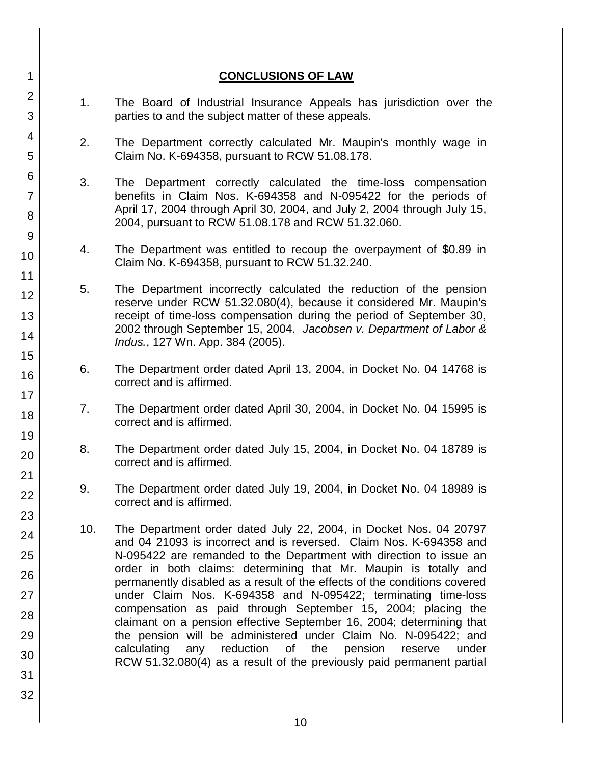## CONCLUSIONS OF LAW

1. The Board of Industrial Insurance Appeals has jurisdiction over the parties to and the subject matter of these appeals.

2. The Department correctly calculated Mr. Maupin's monthly wage in Claim No. K-694358, pursuant to RCW 51.08.178.

3. The Department correctly calculated the time-loss compensation benefits in Claim Nos. K-694358 and N-095422 for the periods of April 17, 2004 through April 30, 2004, and July 2, 2004 through July 15, 2004, pursuant to RCW 51.08.178 and RCW 51.32.060.

4. The Department was entitled to recoup the overpayment of $0.89 in Claim No. K-694358, pursuant to RCW 51.32.240.

5. The Department incorrectly calculated the reduction of the pension reserve under RCW 51.32.080(4), because it considered Mr. Maupin's receipt of time-loss compensation during the period of September 30, 2002 through September 15, 2004. *Jacobsen v. Department of Labor & Indus.*, 127 Wn. App. 384 (2005).

6. The Department order dated April 13, 2004, in Docket No. 04 14768 is correct and is affirmed.

7. The Department order dated April 30, 2004, in Docket No. 04 15995 is correct and is affirmed.

8. The Department order dated July 15, 2004, in Docket No. 04 18789 is correct and is affirmed.

9. The Department order dated July 19, 2004, in Docket No. 04 18989 is correct and is affirmed.

10. The Department order dated July 22, 2004, in Docket Nos. 04 20797 and 04 21093 is incorrect and is reversed. Claim Nos. K-694358 and N-095422 are remanded to the Department with direction to issue an order in both claims: determining that Mr. Maupin is totally and permanently disabled as a result of the effects of the conditions covered under Claim Nos. K-694358 and N-095422; terminating time-loss compensation as paid through September 15, 2004; placing the claimant on a pension effective September 16, 2004; determining that the pension will be administered under Claim No. N-095422; and calculating any reduction of the pension reserve under RCW 51.32.080(4) as a result of the previously paid permanent partial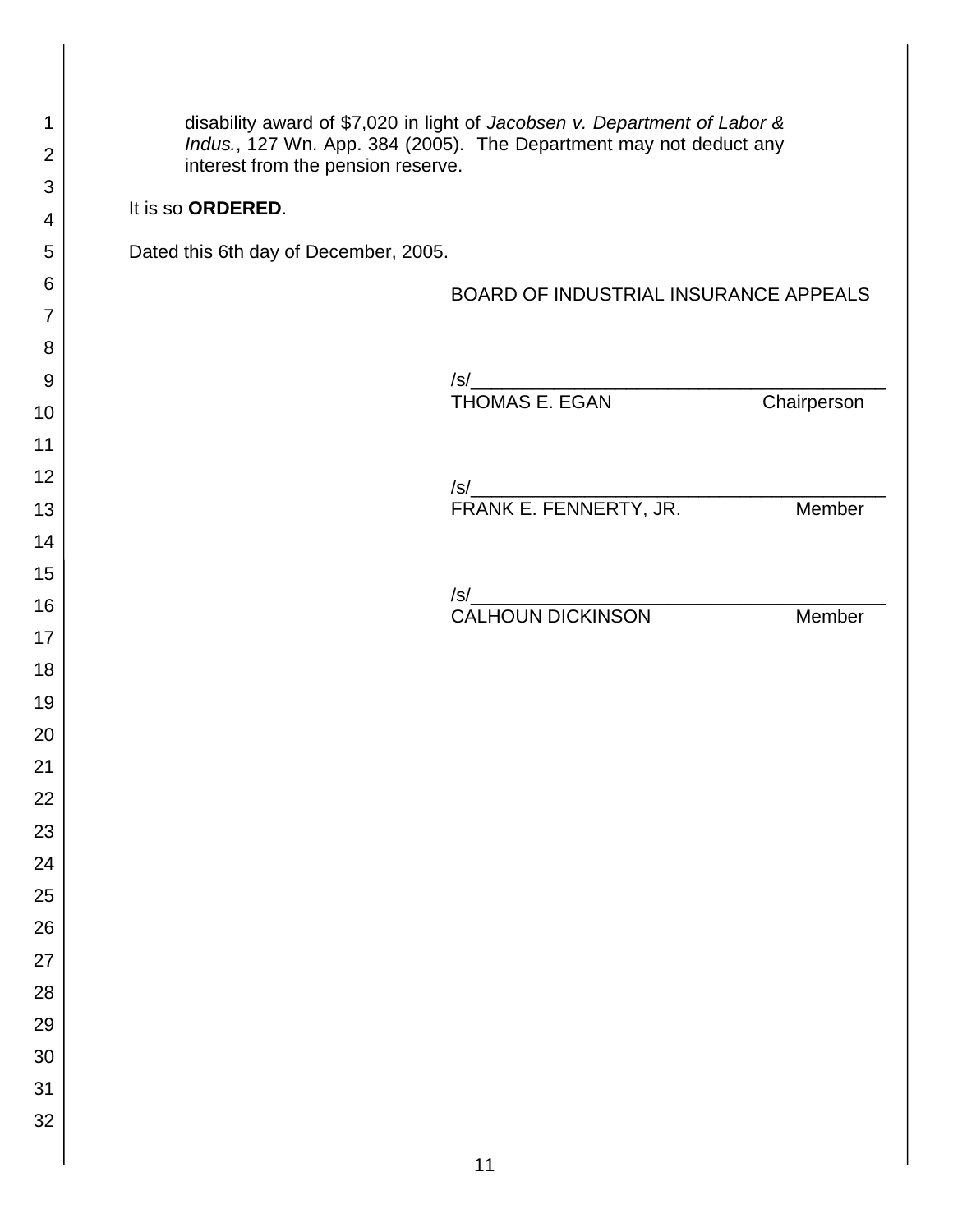disability award of $7,020 in light of *Jacobsen v. Department of Labor & Indus.*, 127 Wn. App. 384 (2005). The Department may not deduct any interest from the pension reserve.

It is so **ORDERED**.

Dated this 6th day of December, 2005.

BOARD OF INDUSTRIAL INSURANCE APPEALS

/s/________________________________________
THOMAS E. EGAN Chairperson

/s/________________________________________
FRANK E. FENNERTY, JR. Member

/s/________________________________________
CALHOUN DICKINSON Member